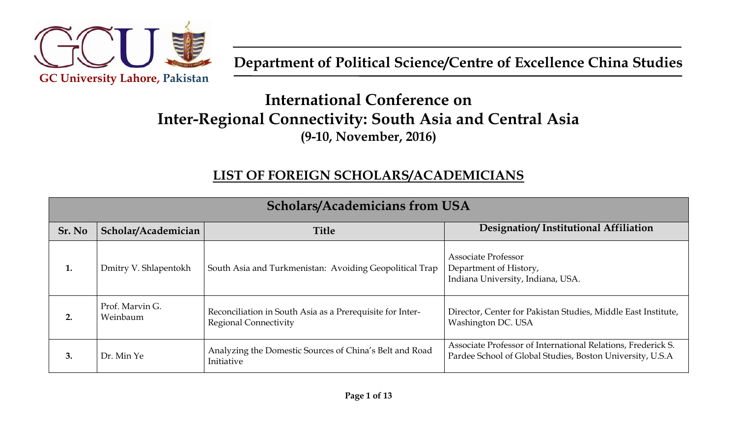GC University Lahore, Pakistan

**Department of Political Science/Centre of Excellence China Studies**

# International Conference on Inter-Regional Connectivity: South Asia and Central Asia

**(9-10, November, 2016)**

## LIST OF FOREIGN SCHOLARS/ACADEMICIANS

| Scholars/Academicians from USA | | | |
|---|---|---|---|
| **Sr. No** | **Scholar/Academician** | **Title** | **Designation/ Institutional Affiliation** |
| **1.** | Dmitry V. Shlapentokh | South Asia and Turkmenistan: Avoiding Geopolitical Trap | Associate Professor Department of History, Indiana University, Indiana, USA. |
| **2.** | Prof. Marvin G. Weinbaum | Reconciliation in South Asia as a Prerequisite for Inter-Regional Connectivity | Director, Center for Pakistan Studies, Middle East Institute, Washington DC. USA |
| **3.** | Dr. Min Ye | Analyzing the Domestic Sources of China's Belt and Road Initiative | Associate Professor of International Relations, Frederick S. Pardee School of Global Studies, Boston University, U.S.A |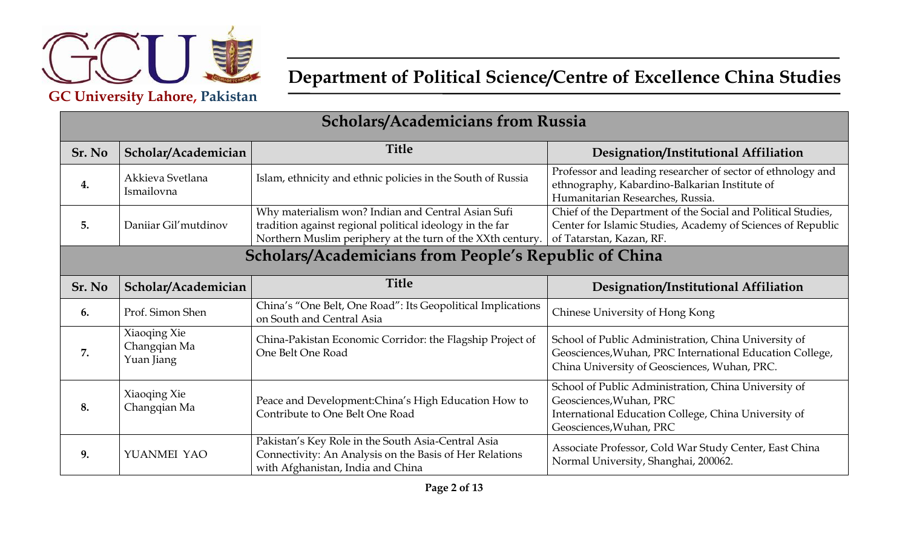## Department of Political Science/Centre of Excellence China Studies

GC University Lahore, Pakistan

### Scholars/Academicians from Russia

| Sr. No | Scholar/Academician | Title | Designation/Institutional Affiliation |
|---|---|---|---|
| 4. | Akkieva Svetlana Ismailovna | Islam, ethnicity and ethnic policies in the South of Russia | Professor and leading researcher of sector of ethnology and ethnography, Kabardino-Balkarian Institute of Humanitarian Researches, Russia. |
| 5. | Daniiar Gil'mutdinov | Why materialism won? Indian and Central Asian Sufi tradition against regional political ideology in the far Northern Muslim periphery at the turn of the XXth century. | Chief of the Department of the Social and Political Studies, Center for Islamic Studies, Academy of Sciences of Republic of Tatarstan, Kazan, RF. |

### Scholars/Academicians from People's Republic of China

| Sr. No | Scholar/Academician | Title | Designation/Institutional Affiliation |
|---|---|---|---|
| 6. | Prof. Simon Shen | China's "One Belt, One Road": Its Geopolitical Implications on South and Central Asia | Chinese University of Hong Kong |
| 7. | Xiaoqing Xie<br>Changqian Ma<br>Yuan Jiang | China-Pakistan Economic Corridor: the Flagship Project of One Belt One Road | School of Public Administration, China University of Geosciences,Wuhan, PRC International Education College, China University of Geosciences, Wuhan, PRC. |
| 8. | Xiaoqing Xie<br>Changqian Ma | Peace and Development:China's High Education How to Contribute to One Belt One Road | School of Public Administration, China University of Geosciences,Wuhan, PRC<br>International Education College, China University of Geosciences,Wuhan, PRC |
| 9. | YUANMEI YAO | Pakistan's Key Role in the South Asia-Central Asia Connectivity: An Analysis on the Basis of Her Relations with Afghanistan, India and China | Associate Professor, Cold War Study Center, East China Normal University, Shanghai, 200062. |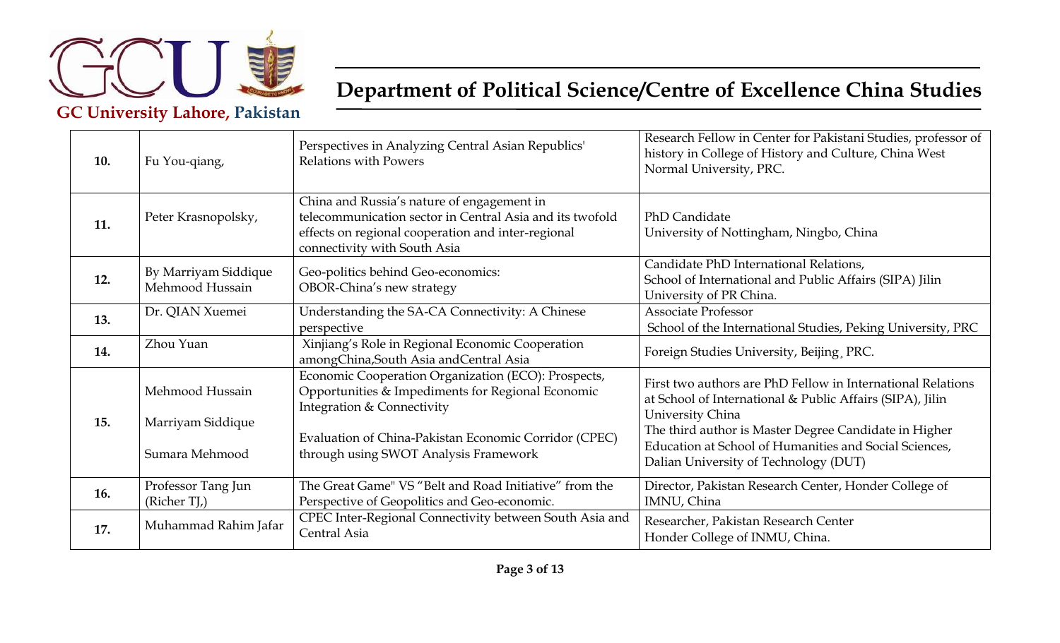| 10. | Fu You-qiang, | Perspectives in Analyzing Central Asian Republics' Relations with Powers | Research Fellow in Center for Pakistani Studies, professor of history in College of History and Culture, China West Normal University, PRC. |
|---|---|---|---|
| 11. | Peter Krasnopolsky, | China and Russia's nature of engagement in telecommunication sector in Central Asia and its twofold effects on regional cooperation and inter-regional connectivity with South Asia | PhD Candidate<br>University of Nottingham, Ningbo, China |
| 12. | By Marriyam Siddique<br>Mehmood Hussain | Geo-politics behind Geo-economics:<br>OBOR-China's new strategy | Candidate PhD International Relations,<br>School of International and Public Affairs (SIPA) Jilin University of PR China. |
| 13. | Dr. QIAN Xuemei | Understanding the SA-CA Connectivity: A Chinese perspective | Associate Professor<br>School of the International Studies, Peking University, PRC |
| 14. | Zhou Yuan | Xinjiang's Role in Regional Economic Cooperation amongChina,South Asia andCentral Asia | Foreign Studies University, Beijing¸ PRC. |
| 15. | Mehmood Hussain<br>Marriyam Siddique<br>Sumara Mehmood | Economic Cooperation Organization (ECO): Prospects, Opportunities & Impediments for Regional Economic Integration & Connectivity<br>Evaluation of China-Pakistan Economic Corridor (CPEC) through using SWOT Analysis Framework | First two authors are PhD Fellow in International Relations at School of International & Public Affairs (SIPA), Jilin University China<br>The third author is Master Degree Candidate in Higher Education at School of Humanities and Social Sciences, Dalian University of Technology (DUT) |
| 16. | Professor Tang Jun<br>(Richer TJ,) | The Great Game" VS "Belt and Road Initiative" from the Perspective of Geopolitics and Geo-economic. | Director, Pakistan Research Center, Honder College of IMNU, China |
| 17. | Muhammad Rahim Jafar | CPEC Inter-Regional Connectivity between South Asia and Central Asia | Researcher, Pakistan Research Center<br>Honder College of INMU, China. |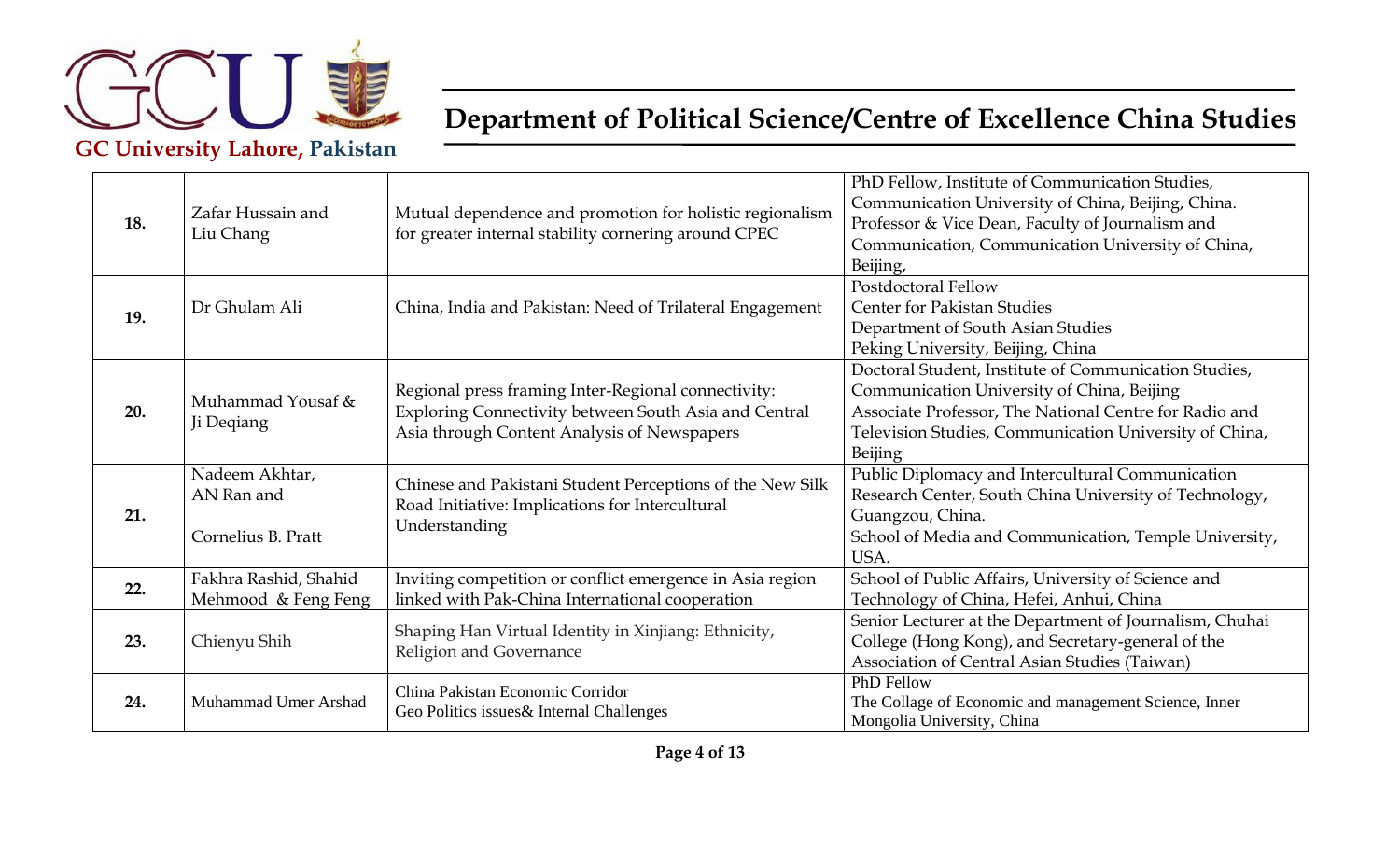| | | | |
|---|---|---|---|
| **18.** | Zafar Hussain and Liu Chang | Mutual dependence and promotion for holistic regionalism for greater internal stability cornering around CPEC | PhD Fellow, Institute of Communication Studies, Communication University of China, Beijing, China. Professor & Vice Dean, Faculty of Journalism and Communication, Communication University of China, Beijing, |
| **19.** | Dr Ghulam Ali | China, India and Pakistan: Need of Trilateral Engagement | Postdoctoral Fellow Center for Pakistan Studies Department of South Asian Studies Peking University, Beijing, China |
| **20.** | Muhammad Yousaf & Ji Deqiang | Regional press framing Inter-Regional connectivity: Exploring Connectivity between South Asia and Central Asia through Content Analysis of Newspapers | Doctoral Student, Institute of Communication Studies, Communication University of China, Beijing Associate Professor, The National Centre for Radio and Television Studies, Communication University of China, Beijing |
| **21.** | Nadeem Akhtar, AN Ran and Cornelius B. Pratt | Chinese and Pakistani Student Perceptions of the New Silk Road Initiative: Implications for Intercultural Understanding | Public Diplomacy and Intercultural Communication Research Center, South China University of Technology, Guangzou, China. School of Media and Communication, Temple University, USA. |
| **22.** | Fakhra Rashid, Shahid Mehmood & Feng Feng | Inviting competition or conflict emergence in Asia region linked with Pak-China International cooperation | School of Public Affairs, University of Science and Technology of China, Hefei, Anhui, China |
| **23.** | Chienyu Shih | Shaping Han Virtual Identity in Xinjiang: Ethnicity, Religion and Governance | Senior Lecturer at the Department of Journalism, Chuhai College (Hong Kong), and Secretary-general of the Association of Central Asian Studies (Taiwan) |
| **24.** | Muhammad Umer Arshad | China Pakistan Economic Corridor Geo Politics issues& Internal Challenges | PhD Fellow The Collage of Economic and management Science, Inner Mongolia University, China |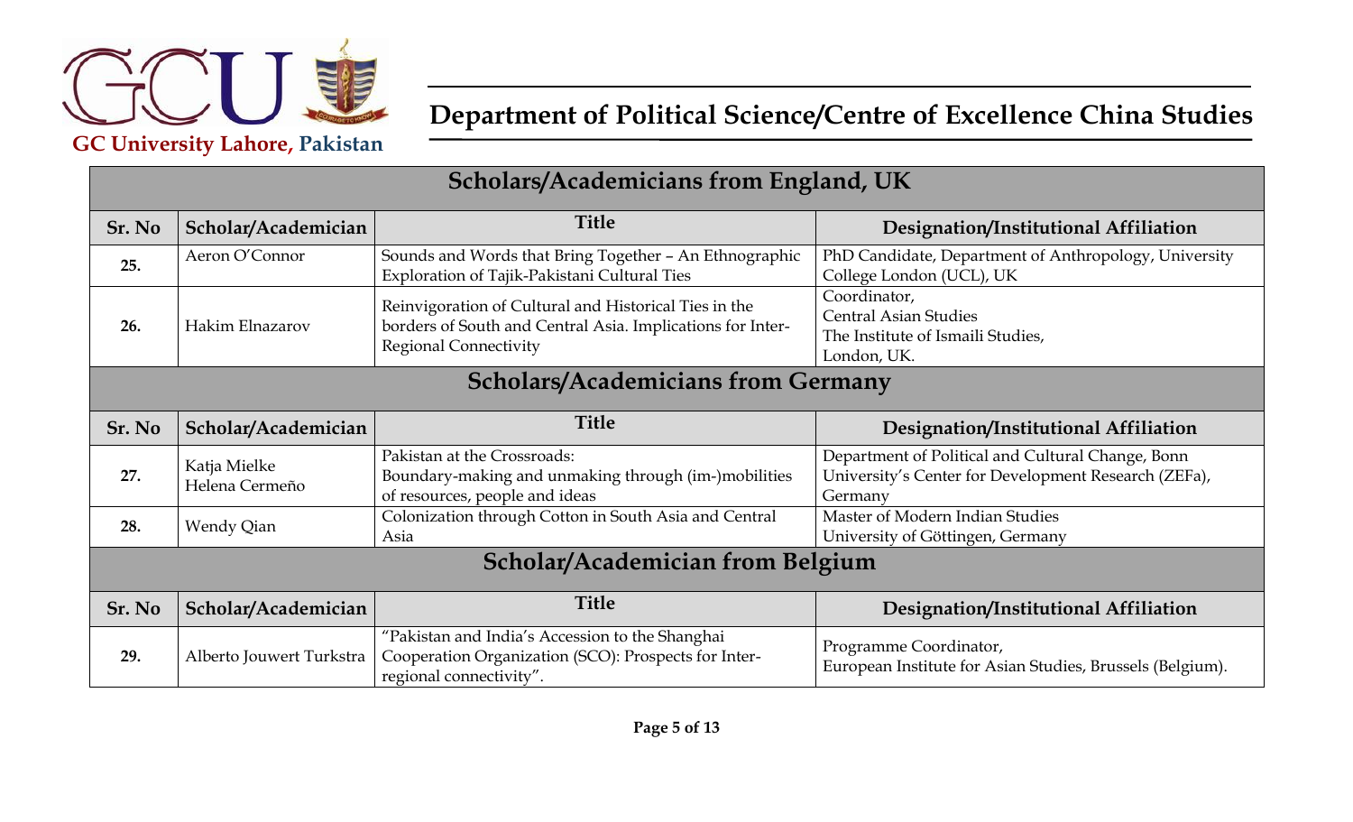## Scholars/Academicians from England, UK

| Sr. No | Scholar/Academician | Title | Designation/Institutional Affiliation |
|---|---|---|---|
| 25. | Aeron O'Connor | Sounds and Words that Bring Together – An Ethnographic Exploration of Tajik-Pakistani Cultural Ties | PhD Candidate, Department of Anthropology, University College London (UCL), UK |
| 26. | Hakim Elnazarov | Reinvigoration of Cultural and Historical Ties in the borders of South and Central Asia. Implications for Inter-Regional Connectivity | Coordinator, Central Asian Studies The Institute of Ismaili Studies, London, UK. |

## Scholars/Academicians from Germany

| Sr. No | Scholar/Academician | Title | Designation/Institutional Affiliation |
|---|---|---|---|
| 27. | Katja Mielke Helena Cermeño | Pakistan at the Crossroads: Boundary-making and unmaking through (im-)mobilities of resources, people and ideas | Department of Political and Cultural Change, Bonn University's Center for Development Research (ZEFa), Germany |
| 28. | Wendy Qian | Colonization through Cotton in South Asia and Central Asia | Master of Modern Indian Studies University of Göttingen, Germany |

## Scholar/Academician from Belgium

| Sr. No | Scholar/Academician | Title | Designation/Institutional Affiliation |
|---|---|---|---|
| 29. | Alberto Jouwert Turkstra | "Pakistan and India's Accession to the Shanghai Cooperation Organization (SCO): Prospects for Inter-regional connectivity". | Programme Coordinator, European Institute for Asian Studies, Brussels (Belgium). |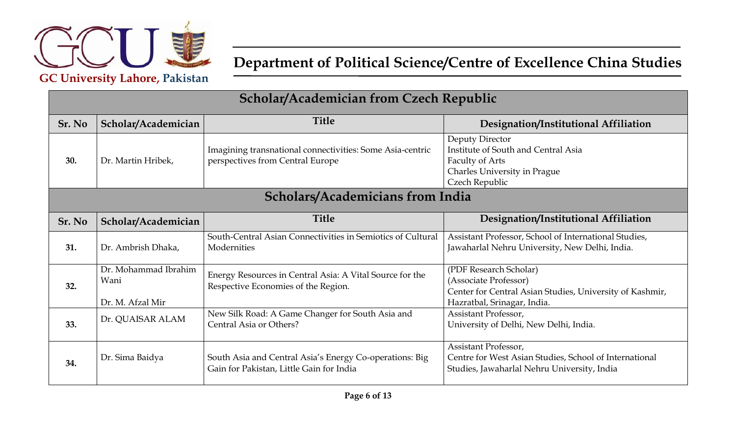# GC University Lahore, Pakistan

## Department of Political Science/Centre of Excellence China Studies

### Scholar/Academician from Czech Republic

| Sr. No | Scholar/Academician | Title | Designation/Institutional Affiliation |
|---|---|---|---|
| **30.** | Dr. Martin Hribek, | Imagining transnational connectivities: Some Asia-centric perspectives from Central Europe | Deputy Director<br>Institute of South and Central Asia<br>Faculty of Arts<br>Charles University in Prague<br>Czech Republic |

### Scholars/Academicians from India

| Sr. No | Scholar/Academician | Title | Designation/Institutional Affiliation |
|---|---|---|---|
| **31.** | Dr. Ambrish Dhaka, | South-Central Asian Connectivities in Semiotics of Cultural Modernities | Assistant Professor, School of International Studies, Jawaharlal Nehru University, New Delhi, India. |
| **32.** | Dr. Mohammad Ibrahim Wani<br><br>Dr. M. Afzal Mir | Energy Resources in Central Asia: A Vital Source for the Respective Economies of the Region. | (PDF Research Scholar)<br>(Associate Professor)<br>Center for Central Asian Studies, University of Kashmir, Hazratbal, Srinagar, India. |
| **33.** | Dr. QUAISAR ALAM | New Silk Road: A Game Changer for South Asia and Central Asia or Others? | Assistant Professor,<br>University of Delhi, New Delhi, India. |
| **34.** | Dr. Sima Baidya | South Asia and Central Asia's Energy Co-operations: Big Gain for Pakistan, Little Gain for India | Assistant Professor,<br>Centre for West Asian Studies, School of International Studies, Jawaharlal Nehru University, India |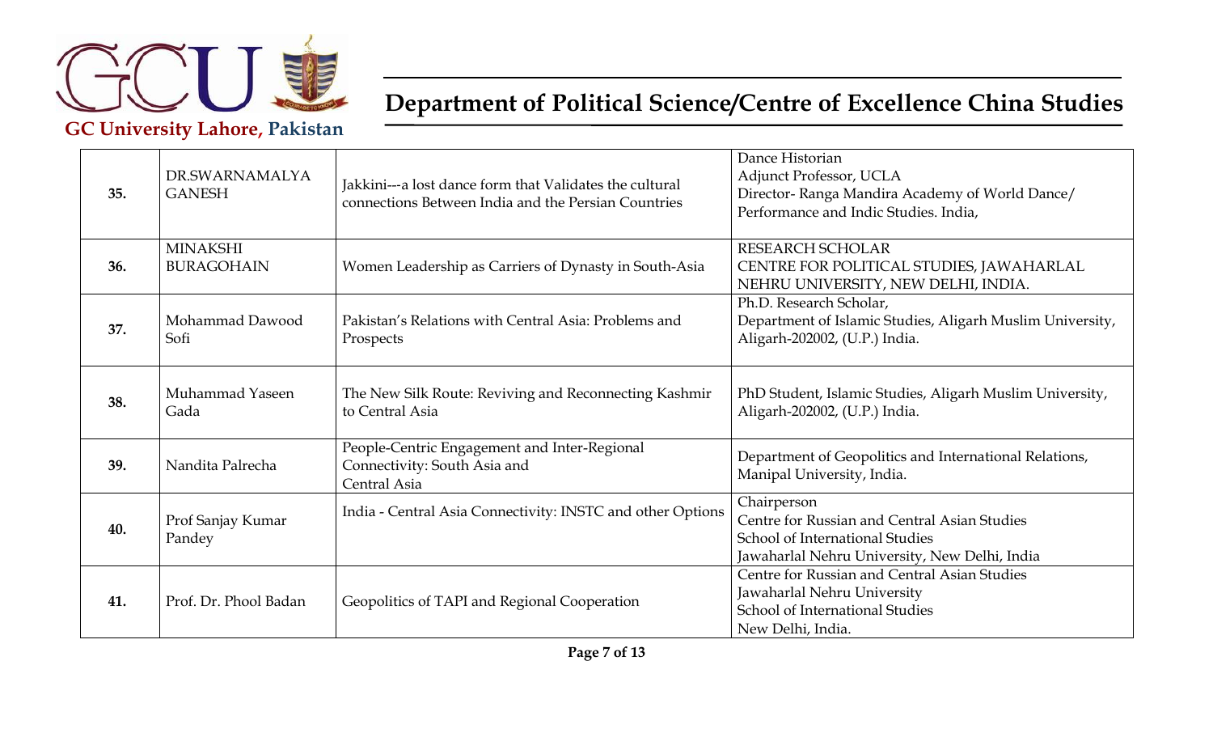| 35. | DR.SWARNAMALYA GANESH | Jakkini---a lost dance form that Validates the cultural connections Between India and the Persian Countries | Dance Historian<br>Adjunct Professor, UCLA<br>Director- Ranga Mandira Academy of World Dance/ Performance and Indic Studies. India, |
|---|---|---|---|
| 36. | MINAKSHI BURAGOHAIN | Women Leadership as Carriers of Dynasty in South-Asia | RESEARCH SCHOLAR<br>CENTRE FOR POLITICAL STUDIES, JAWAHARLAL NEHRU UNIVERSITY, NEW DELHI, INDIA. |
| 37. | Mohammad Dawood Sofi | Pakistan's Relations with Central Asia: Problems and Prospects | Ph.D. Research Scholar,<br>Department of Islamic Studies, Aligarh Muslim University, Aligarh-202002, (U.P.) India. |
| 38. | Muhammad Yaseen Gada | The New Silk Route: Reviving and Reconnecting Kashmir to Central Asia | PhD Student, Islamic Studies, Aligarh Muslim University, Aligarh-202002, (U.P.) India. |
| 39. | Nandita Palrecha | People-Centric Engagement and Inter-Regional Connectivity: South Asia and Central Asia | Department of Geopolitics and International Relations, Manipal University, India. |
| 40. | Prof Sanjay Kumar Pandey | India - Central Asia Connectivity: INSTC and other Options | Chairperson<br>Centre for Russian and Central Asian Studies<br>School of International Studies<br>Jawaharlal Nehru University, New Delhi, India |
| 41. | Prof. Dr. Phool Badan | Geopolitics of TAPI and Regional Cooperation | Centre for Russian and Central Asian Studies<br>Jawaharlal Nehru University<br>School of International Studies<br>New Delhi, India. |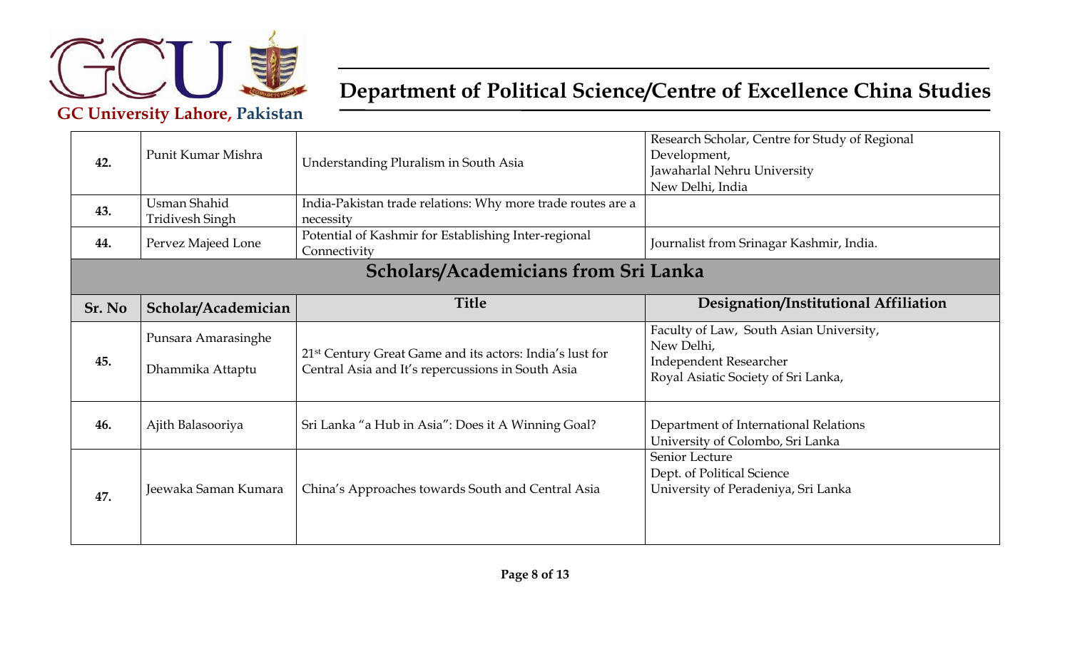| | | | |
|---|---|---|---|
| **42.** | Punit Kumar Mishra | Understanding Pluralism in South Asia | Research Scholar, Centre for Study of Regional Development, Jawaharlal Nehru University New Delhi, India |
| **43.** | Usman Shahid Tridivesh Singh | India-Pakistan trade relations: Why more trade routes are a necessity | |
| **44.** | Pervez Majeed Lone | Potential of Kashmir for Establishing Inter-regional Connectivity | Journalist from Srinagar Kashmir, India. |

## Scholars/Academicians from Sri Lanka

| Sr. No | Scholar/Academician | Title | Designation/Institutional Affiliation |
|---|---|---|---|
| **45.** | Punsara Amarasinghe<br>Dhammika Attaptu | 21st Century Great Game and its actors: India's lust for Central Asia and It's repercussions in South Asia | Faculty of Law, South Asian University, New Delhi,<br>Independent Researcher Royal Asiatic Society of Sri Lanka, |
| **46.** | Ajith Balasooriya | Sri Lanka "a Hub in Asia": Does it A Winning Goal? | Department of International Relations University of Colombo, Sri Lanka |
| **47.** | Jeewaka Saman Kumara | China's Approaches towards South and Central Asia | Senior Lecture Dept. of Political Science University of Peradeniya, Sri Lanka |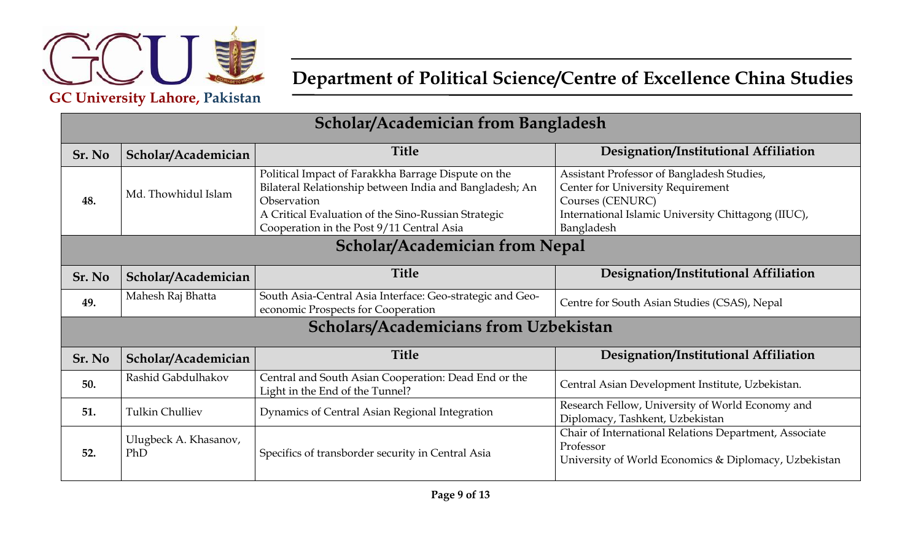## Scholar/Academician from Bangladesh

| Sr. No | Scholar/Academician | Title | Designation/Institutional Affiliation |
|---|---|---|---|
| 48. | Md. Thowhidul Islam | Political Impact of Farakkha Barrage Dispute on the Bilateral Relationship between India and Bangladesh; An Observation<br>A Critical Evaluation of the Sino-Russian Strategic Cooperation in the Post 9/11 Central Asia | Assistant Professor of Bangladesh Studies, Center for University Requirement Courses (CENURC)<br>International Islamic University Chittagong (IIUC), Bangladesh |

## Scholar/Academician from Nepal

| Sr. No | Scholar/Academician | Title | Designation/Institutional Affiliation |
|---|---|---|---|
| 49. | Mahesh Raj Bhatta | South Asia-Central Asia Interface: Geo-strategic and Geo-economic Prospects for Cooperation | Centre for South Asian Studies (CSAS), Nepal |

## Scholars/Academicians from Uzbekistan

| Sr. No | Scholar/Academician | Title | Designation/Institutional Affiliation |
|---|---|---|---|
| 50. | Rashid Gabdulhakov | Central and South Asian Cooperation: Dead End or the Light in the End of the Tunnel? | Central Asian Development Institute, Uzbekistan. |
| 51. | Tulkin Chulliev | Dynamics of Central Asian Regional Integration | Research Fellow, University of World Economy and Diplomacy, Tashkent, Uzbekistan |
| 52. | Ulugbeck A. Khasanov, PhD | Specifics of transborder security in Central Asia | Chair of International Relations Department, Associate Professor<br>University of World Economics & Diplomacy, Uzbekistan |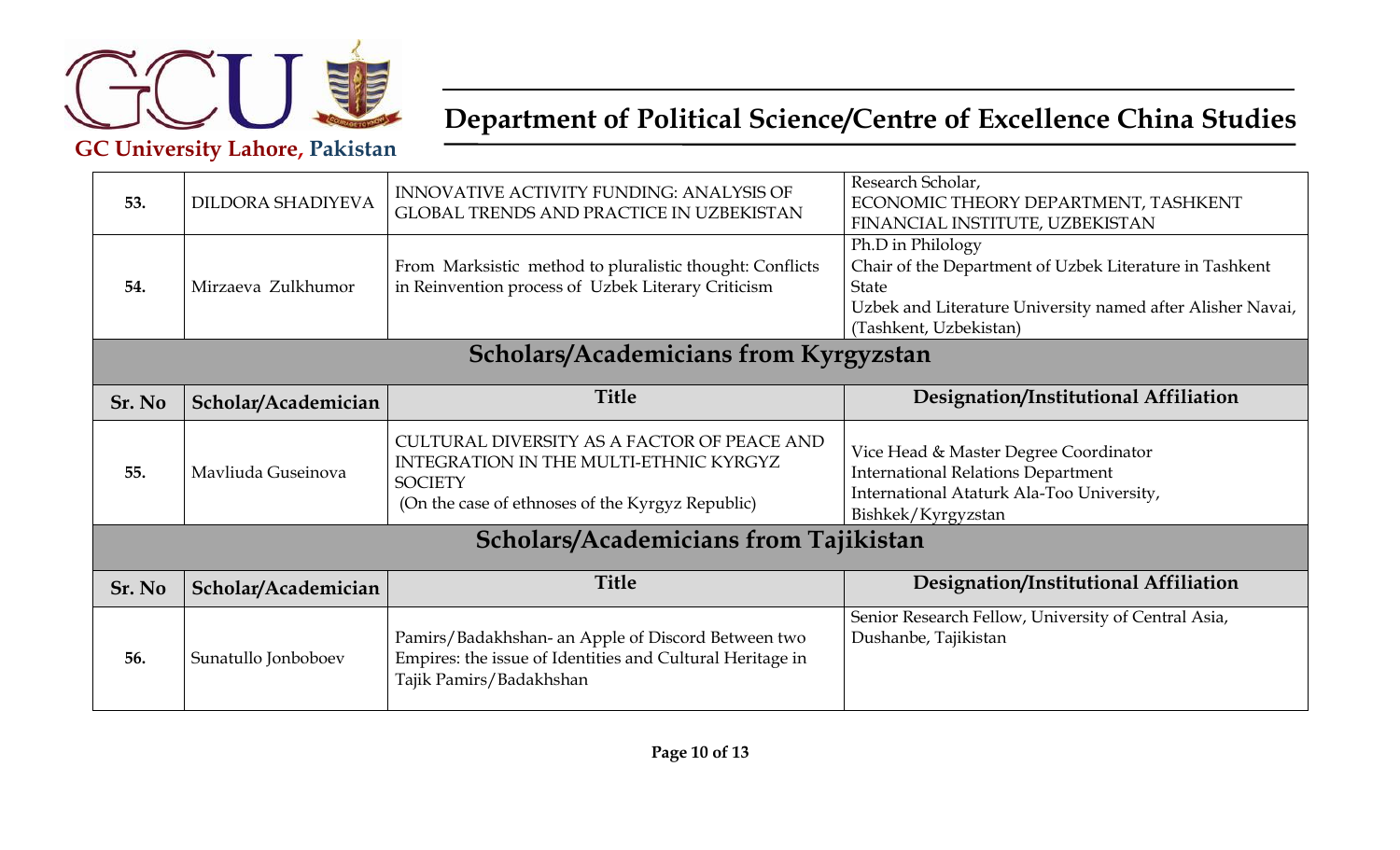| 53. | DILDORA SHADIYEVA | INNOVATIVE ACTIVITY FUNDING: ANALYSIS OF GLOBAL TRENDS AND PRACTICE IN UZBEKISTAN | Research Scholar, ECONOMIC THEORY DEPARTMENT, TASHKENT FINANCIAL INSTITUTE, UZBEKISTAN |
|---|---|---|---|
| 54. | Mirzaeva Zulkhumor | From Marksistic method to pluralistic thought: Conflicts in Reinvention process of Uzbek Literary Criticism | Ph.D in Philology<br>Chair of the Department of Uzbek Literature in Tashkent State<br>Uzbek and Literature University named after Alisher Navai, (Tashkent, Uzbekistan) |

## Scholars/Academicians from Kyrgyzstan

| Sr. No | Scholar/Academician | Title | Designation/Institutional Affiliation |
|---|---|---|---|
| 55. | Mavliuda Guseinova | CULTURAL DIVERSITY AS A FACTOR OF PEACE AND INTEGRATION IN THE MULTI-ETHNIC KYRGYZ SOCIETY<br>(On the case of ethnoses of the Kyrgyz Republic) | Vice Head & Master Degree Coordinator<br>International Relations Department<br>International Ataturk Ala-Too University, Bishkek/Kyrgyzstan |

## Scholars/Academicians from Tajikistan

| Sr. No | Scholar/Academician | Title | Designation/Institutional Affiliation |
|---|---|---|---|
| 56. | Sunatullo Jonboboev | Pamirs/Badakhshan- an Apple of Discord Between two Empires: the issue of Identities and Cultural Heritage in Tajik Pamirs/Badakhshan | Senior Research Fellow, University of Central Asia, Dushanbe, Tajikistan |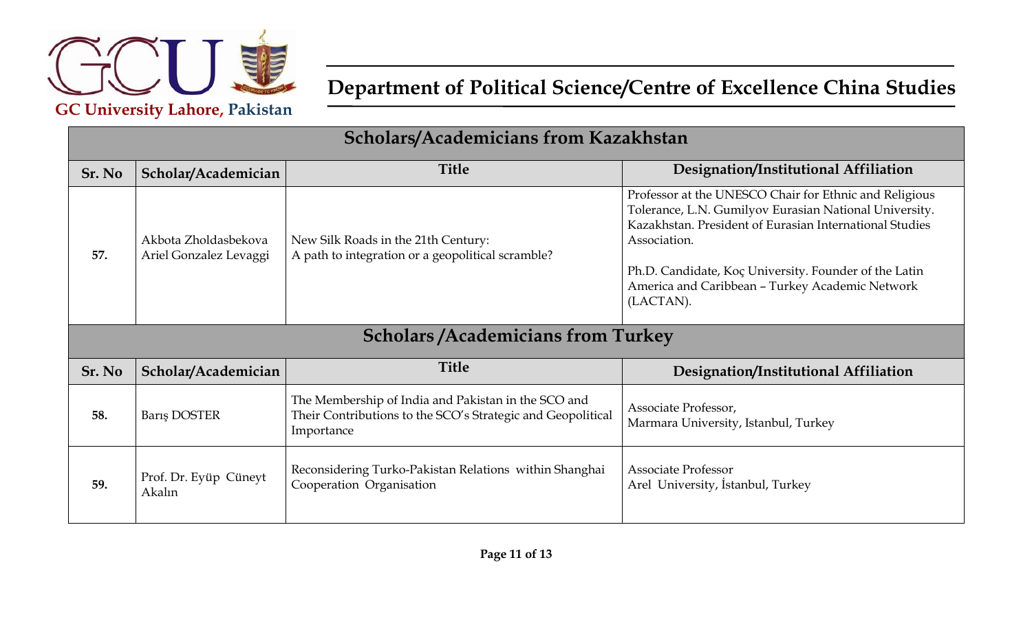# Department of Political Science/Centre of Excellence China Studies

GC University Lahore, Pakistan

## Scholars/Academicians from Kazakhstan

| Sr. No | Scholar/Academician | Title | Designation/Institutional Affiliation |
|---|---|---|---|
| 57. | Akbota Zholdasbekova<br>Ariel Gonzalez Levaggi | New Silk Roads in the 21th Century:<br>A path to integration or a geopolitical scramble? | Professor at the UNESCO Chair for Ethnic and Religious Tolerance, L.N. Gumilyov Eurasian National University. Kazakhstan. President of Eurasian International Studies Association.<br><br>Ph.D. Candidate, Koç University. Founder of the Latin America and Caribbean – Turkey Academic Network (LACTAN). |

## Scholars /Academicians from Turkey

| Sr. No | Scholar/Academician | Title | Designation/Institutional Affiliation |
|---|---|---|---|
| 58. | Barış DOSTER | The Membership of India and Pakistan in the SCO and Their Contributions to the SCO's Strategic and Geopolitical Importance | Associate Professor,<br>Marmara University, Istanbul, Turkey |
| 59. | Prof. Dr. Eyüp Cüneyt Akalın | Reconsidering Turko-Pakistan Relations within Shanghai Cooperation Organisation | Associate Professor<br>Arel University, İstanbul, Turkey |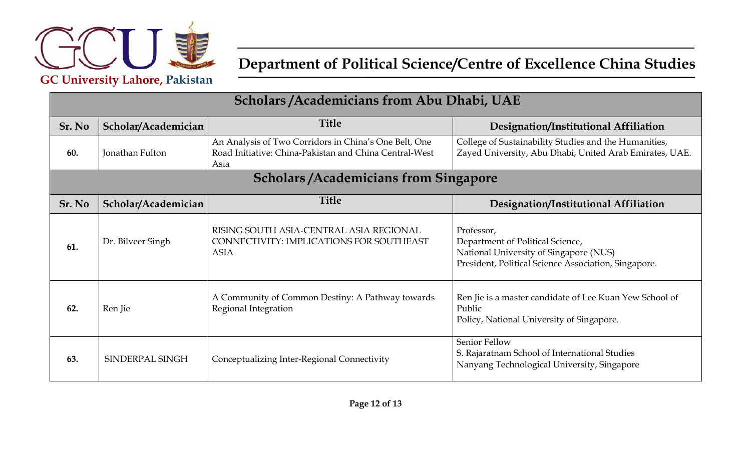| Scholars /Academicians from Abu Dhabi, UAE | | | |
|---|---|---|---|
| **Sr. No** | **Scholar/Academician** | **Title** | **Designation/Institutional Affiliation** |
| **60.** | Jonathan Fulton | An Analysis of Two Corridors in China's One Belt, One Road Initiative: China-Pakistan and China Central-West Asia | College of Sustainability Studies and the Humanities, Zayed University, Abu Dhabi, United Arab Emirates, UAE. |

| Scholars /Academicians from Singapore | | | |
|---|---|---|---|
| **Sr. No** | **Scholar/Academician** | **Title** | **Designation/Institutional Affiliation** |
| **61.** | Dr. Bilveer Singh | RISING SOUTH ASIA-CENTRAL ASIA REGIONAL CONNECTIVITY: IMPLICATIONS FOR SOUTHEAST ASIA | Professor, Department of Political Science, National University of Singapore (NUS) President, Political Science Association, Singapore. |
| **62.** | Ren Jie | A Community of Common Destiny: A Pathway towards Regional Integration | Ren Jie is a master candidate of Lee Kuan Yew School of Public Policy, National University of Singapore. |
| **63.** | SINDERPAL SINGH | Conceptualizing Inter-Regional Connectivity | Senior Fellow S. Rajaratnam School of International Studies Nanyang Technological University, Singapore |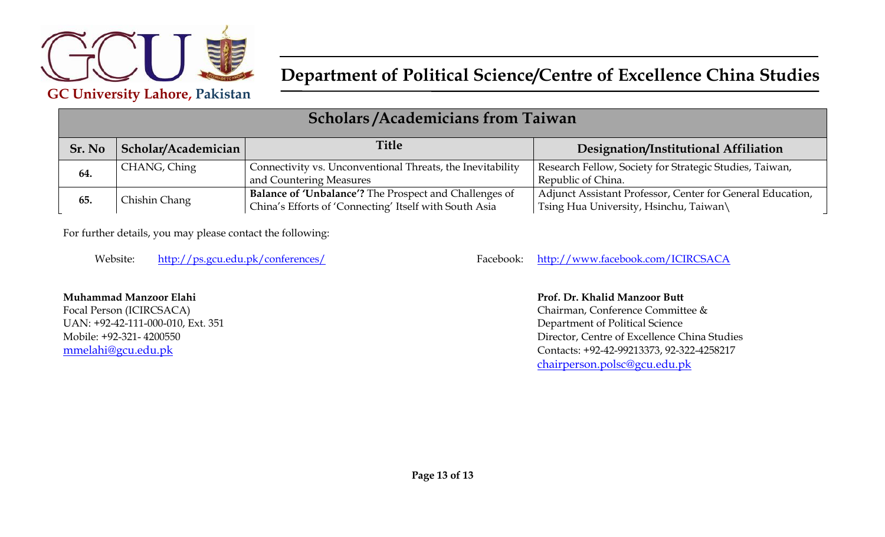GC University Lahore, Pakistan

# Department of Political Science/Centre of Excellence China Studies

## Scholars /Academicians from Taiwan

| Sr. No | Scholar/Academician | Title | Designation/Institutional Affiliation |
|---|---|---|---|
| **64.** | CHANG, Ching | Connectivity vs. Unconventional Threats, the Inevitability and Countering Measures | Research Fellow, Society for Strategic Studies, Taiwan, Republic of China. |
| **65.** | Chishin Chang | **Balance of 'Unbalance'?** The Prospect and Challenges of China's Efforts of 'Connecting' Itself with South Asia | Adjunct Assistant Professor, Center for General Education, Tsing Hua University, Hsinchu, Taiwan\ |

For further details, you may please contact the following:

Website: http://ps.gcu.edu.pk/conferences/

Facebook: http://www.facebook.com/ICIRCSACA

**Muhammad Manzoor Elahi**
Focal Person (ICIRCSACA)
UAN: +92-42-111-000-010, Ext. 351
Mobile: +92-321- 4200550
mmelahi@gcu.edu.pk

**Prof. Dr. Khalid Manzoor Butt**
Chairman, Conference Committee &
Department of Political Science
Director, Centre of Excellence China Studies
Contacts: +92-42-99213373, 92-322-4258217
chairperson.polsc@gcu.edu.pk